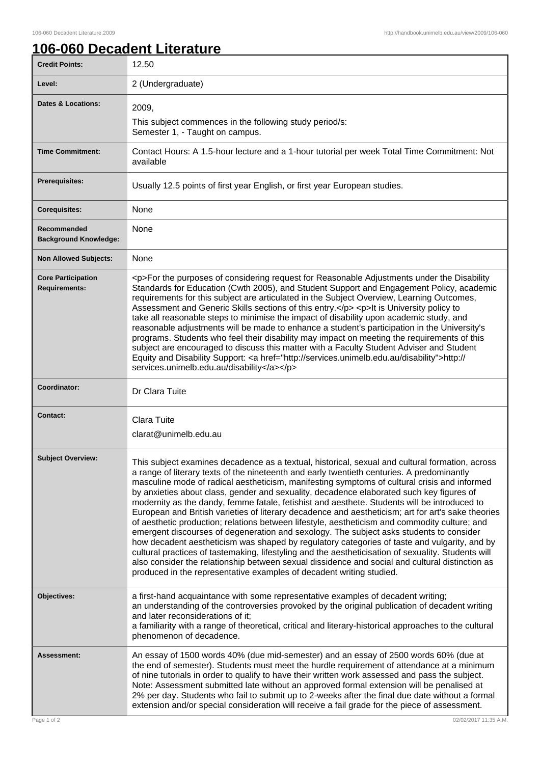# 106-060 Decadent Literature

| | |
|---|---|
| **Credit Points:** | 12.50 |
| **Level:** | 2 (Undergraduate) |
| **Dates & Locations:** | 2009,<br>This subject commences in the following study period/s:<br>Semester 1, - Taught on campus. |
| **Time Commitment:** | Contact Hours: A 1.5-hour lecture and a 1-hour tutorial per week Total Time Commitment: Not available |
| **Prerequisites:** | Usually 12.5 points of first year English, or first year European studies. |
| **Corequisites:** | None |
| **Recommended Background Knowledge:** | None |
| **Non Allowed Subjects:** | None |
| **Core Participation Requirements:** | <p>For the purposes of considering request for Reasonable Adjustments under the Disability Standards for Education (Cwth 2005), and Student Support and Engagement Policy, academic requirements for this subject are articulated in the Subject Overview, Learning Outcomes, Assessment and Generic Skills sections of this entry.</p> <p>It is University policy to take all reasonable steps to minimise the impact of disability upon academic study, and reasonable adjustments will be made to enhance a student's participation in the University's programs. Students who feel their disability may impact on meeting the requirements of this subject are encouraged to discuss this matter with a Faculty Student Adviser and Student Equity and Disability Support: <a href="http://services.unimelb.edu.au/disability">http://services.unimelb.edu.au/disability</a></p> |
| **Coordinator:** | Dr Clara Tuite |
| **Contact:** | Clara Tuite<br>clarat@unimelb.edu.au |
| **Subject Overview:** | This subject examines decadence as a textual, historical, sexual and cultural formation, across a range of literary texts of the nineteenth and early twentieth centuries. A predominantly masculine mode of radical aestheticism, manifesting symptoms of cultural crisis and informed by anxieties about class, gender and sexuality, decadence elaborated such key figures of modernity as the dandy, femme fatale, fetishist and aesthete. Students will be introduced to European and British varieties of literary decadence and aestheticism; art for art's sake theories of aesthetic production; relations between lifestyle, aestheticism and commodity culture; and emergent discourses of degeneration and sexology. The subject asks students to consider how decadent aestheticism was shaped by regulatory categories of taste and vulgarity, and by cultural practices of tastemaking, lifestyling and the aestheticisation of sexuality. Students will also consider the relationship between sexual dissidence and social and cultural distinction as produced in the representative examples of decadent writing studied. |
| **Objectives:** | a first-hand acquaintance with some representative examples of decadent writing;<br>an understanding of the controversies provoked by the original publication of decadent writing and later reconsiderations of it;<br>a familiarity with a range of theoretical, critical and literary-historical approaches to the cultural phenomenon of decadence. |
| **Assessment:** | An essay of 1500 words 40% (due mid-semester) and an essay of 2500 words 60% (due at the end of semester). Students must meet the hurdle requirement of attendance at a minimum of nine tutorials in order to qualify to have their written work assessed and pass the subject. Note: Assessment submitted late without an approved formal extension will be penalised at 2% per day. Students who fail to submit up to 2-weeks after the final due date without a formal extension and/or special consideration will receive a fail grade for the piece of assessment. |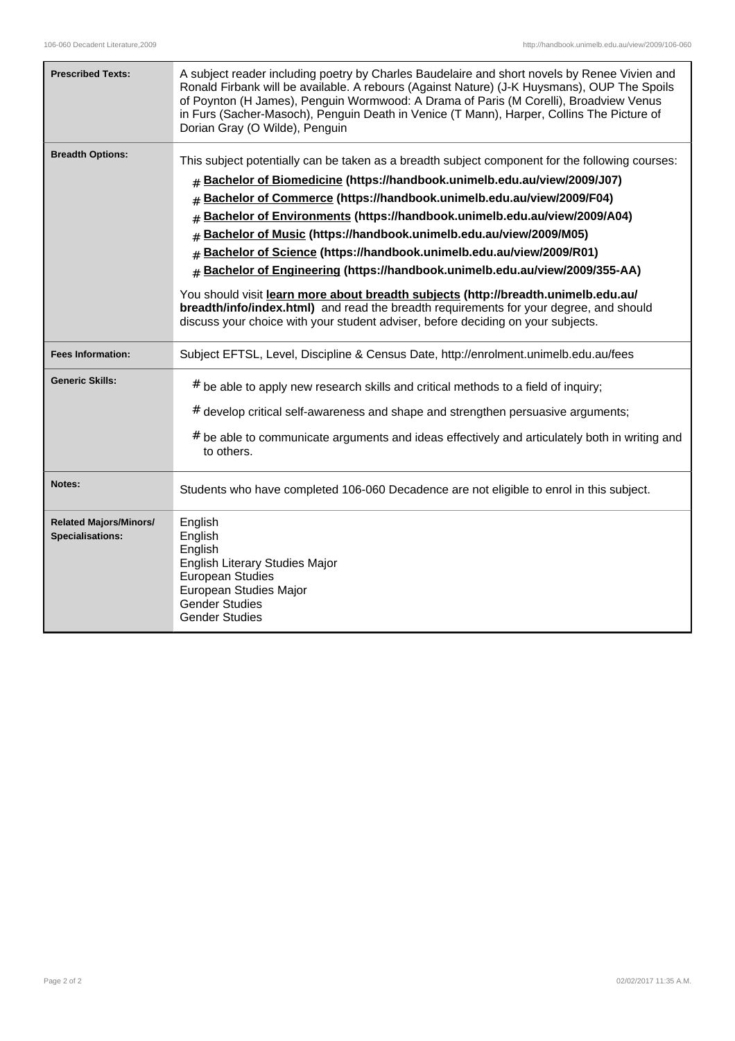| | |
|---|---|
| **Prescribed Texts:** | A subject reader including poetry by Charles Baudelaire and short novels by Renee Vivien and Ronald Firbank will be available. A rebours (Against Nature) (J-K Huysmans), OUP The Spoils of Poynton (H James), Penguin Wormwood: A Drama of Paris (M Corelli), Broadview Venus in Furs (Sacher-Masoch), Penguin Death in Venice (T Mann), Harper, Collins The Picture of Dorian Gray (O Wilde), Penguin |
| **Breadth Options:** | This subject potentially can be taken as a breadth subject component for the following courses:<br># **Bachelor of Biomedicine (https://handbook.unimelb.edu.au/view/2009/J07)**<br># **Bachelor of Commerce (https://handbook.unimelb.edu.au/view/2009/F04)**<br># **Bachelor of Environments (https://handbook.unimelb.edu.au/view/2009/A04)**<br># **Bachelor of Music (https://handbook.unimelb.edu.au/view/2009/M05)**<br># **Bachelor of Science (https://handbook.unimelb.edu.au/view/2009/R01)**<br># **Bachelor of Engineering (https://handbook.unimelb.edu.au/view/2009/355-AA)**<br><br>You should visit **learn more about breadth subjects (http://breadth.unimelb.edu.au/breadth/info/index.html)** and read the breadth requirements for your degree, and should discuss your choice with your student adviser, before deciding on your subjects. |
| **Fees Information:** | Subject EFTSL, Level, Discipline & Census Date, http://enrolment.unimelb.edu.au/fees |
| **Generic Skills:** | # be able to apply new research skills and critical methods to a field of inquiry;<br># develop critical self-awareness and shape and strengthen persuasive arguments;<br># be able to communicate arguments and ideas effectively and articulately both in writing and to others. |
| **Notes:** | Students who have completed 106-060 Decadence are not eligible to enrol in this subject. |
| **Related Majors/Minors/ Specialisations:** | English<br>English<br>English<br>English Literary Studies Major<br>European Studies<br>European Studies Major<br>Gender Studies<br>Gender Studies |